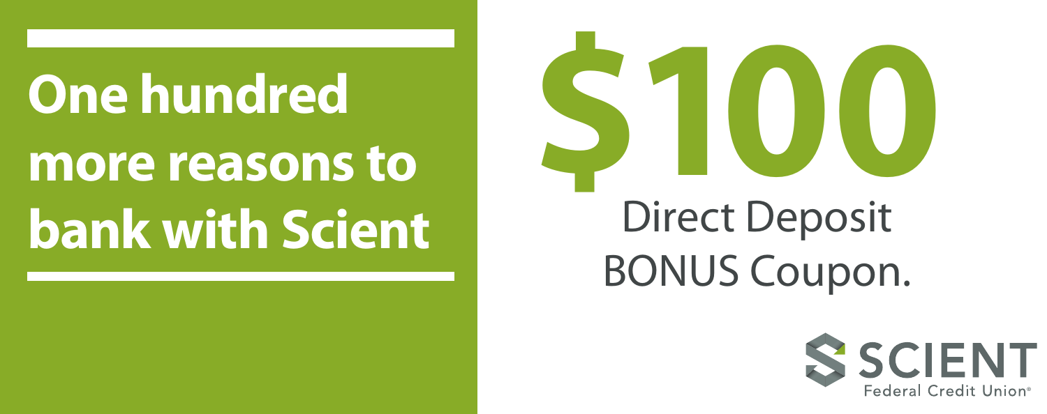# One hundred more reasons to bank with Scient

# $100

Direct Deposit
BONUS Coupon.

SCIENT
Federal Credit Union®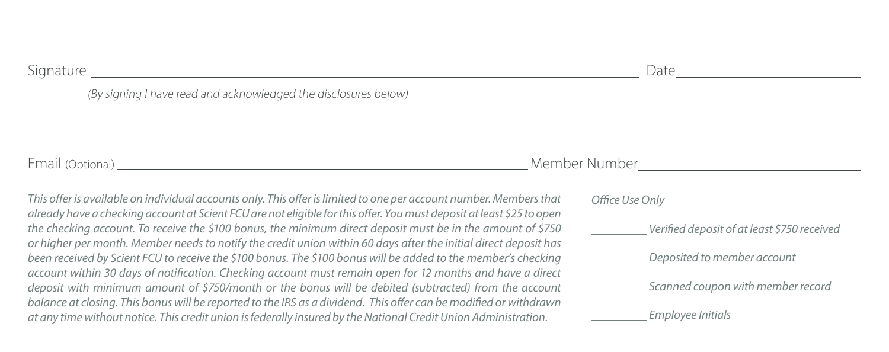Signature ______________________________ Date ______________

*(By signing I have read and acknowledged the disclosures below)*

Email (Optional) ______________________________ Member Number ______________

*This offer is available on individual accounts only. This offer is limited to one per account number. Members that already have a checking account at Scient FCU are not eligible for this offer. You must deposit at least $25 to open the checking account. To receive the $100 bonus, the minimum direct deposit must be in the amount of $750 or higher per month. Member needs to notify the credit union within 60 days after the initial direct deposit has been received by Scient FCU to receive the $100 bonus. The $100 bonus will be added to the member's checking account within 30 days of notification. Checking account must remain open for 12 months and have a direct deposit with minimum amount of $750/month or the bonus will be debited (subtracted) from the account balance at closing. This bonus will be reported to the IRS as a dividend. This offer can be modified or withdrawn at any time without notice. This credit union is federally insured by the National Credit Union Administration.*

*Office Use Only*

_________ *Verified deposit of at least $750 received*

_________ *Deposited to member account*

_________ *Scanned coupon with member record*

_________ *Employee Initials*